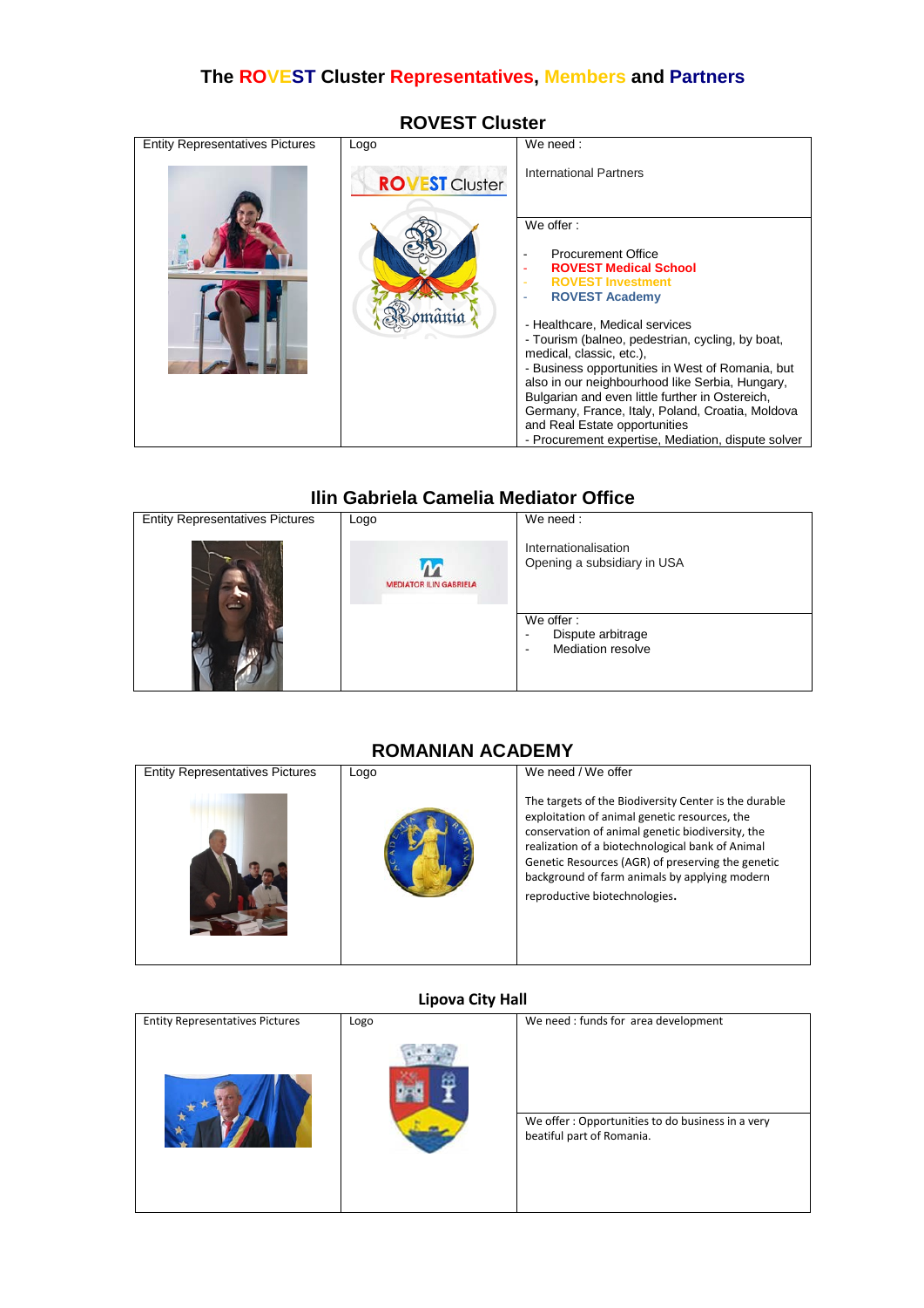# The ROVEST Cluster Representatives, Members and Partners

## ROVEST Cluster

| Entity Representatives Pictures | Logo | We need : |
|---|---|---|
| | ROVEST Cluster<br>România | International Partners |
| | | We offer :<br>- Procurement Office<br>- **ROVEST Medical School**<br>- **ROVEST Investment**<br>- **ROVEST Academy**<br><br>- Healthcare, Medical services<br>- Tourism (balneo, pedestrian, cycling, by boat, medical, classic, etc.),<br>- Business opportunities in West of Romania, but also in our neighbourhood like Serbia, Hungary, Bulgarian and even little further in Ostereich, Germany, France, Italy, Poland, Croatia, Moldova and Real Estate opportunities<br>- Procurement expertise, Mediation, dispute solver |

## Ilin Gabriela Camelia Mediator Office

| Entity Representatives Pictures | Logo | We need : |
|---|---|---|
| | MEDIATOR ILIN GABRIELA | Internationalisation<br>Opening a subsidiary in USA |
| | | We offer :<br>- Dispute arbitrage<br>- Mediation resolve |

## ROMANIAN ACADEMY

| Entity Representatives Pictures | Logo | We need / We offer |
|---|---|---|
| | ACADEMIA ROMANA | The targets of the Biodiversity Center is the durable exploitation of animal genetic resources, the conservation of animal genetic biodiversity, the realization of a biotechnological bank of Animal Genetic Resources (AGR) of preserving the genetic background of farm animals by applying modern reproductive biotechnologies. |

## Lipova City Hall

| Entity Representatives Pictures | Logo | We need : funds for area development |
|---|---|---|
| | | We offer : Opportunities to do business in a very beatiful part of Romania. |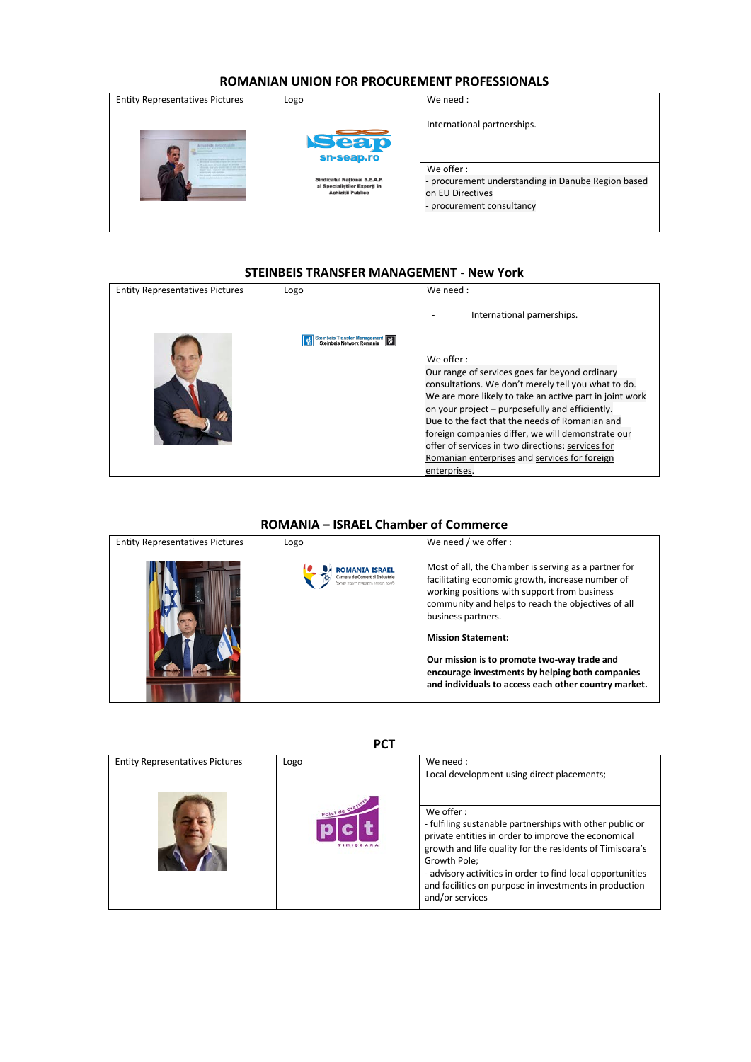## ROMANIAN UNION FOR PROCUREMENT PROFESSIONALS

| Entity Representatives Pictures | Logo | We need : |
| --- | --- | --- |
| | sn-seap.ro<br>Sindicatul Național S.E.A.P. al Specialiștilor Experți în Achiziții Publice | International partnerships. |
| | | We offer :<br>- procurement understanding in Danube Region based on EU Directives<br>- procurement consultancy |

## STEINBEIS TRANSFER MANAGEMENT - New York

| Entity Representatives Pictures | Logo | We need : |
| --- | --- | --- |
| | Steinbeis Transfer Management<br>Steinbeis Network Romania | - International parnerships. |
| | | We offer :<br>Our range of services goes far beyond ordinary consultations. We don't merely tell you what to do. We are more likely to take an active part in joint work on your project – purposefully and efficiently.<br>Due to the fact that the needs of Romanian and foreign companies differ, we will demonstrate our offer of services in two directions: services for Romanian enterprises and services for foreign enterprises. |

## ROMANIA – ISRAEL Chamber of Commerce

| Entity Representatives Pictures | Logo | We need / we offer : |
| --- | --- | --- |
| | ROMANIA ISRAEL<br>Camera de Comerț și Industrie | Most of all, the Chamber is serving as a partner for facilitating economic growth, increase number of working positions with support from business community and helps to reach the objectives of all business partners.<br><br>**Mission Statement:**<br><br>**Our mission is to promote two-way trade and encourage investments by helping both companies and individuals to access each other country market.** |

## PCT

| Entity Representatives Pictures | Logo | We need : |
| --- | --- | --- |
| | Polul de Creștere<br>pct<br>TIMIȘOARA | Local development using direct placements; |
| | | We offer :<br>- fulfiling sustanable partnerships with other public or private entities in order to improve the economical growth and life quality for the residents of Timisoara's Growth Pole;<br>- advisory activities in order to find local opportunities and facilities on purpose in investments in production and/or services |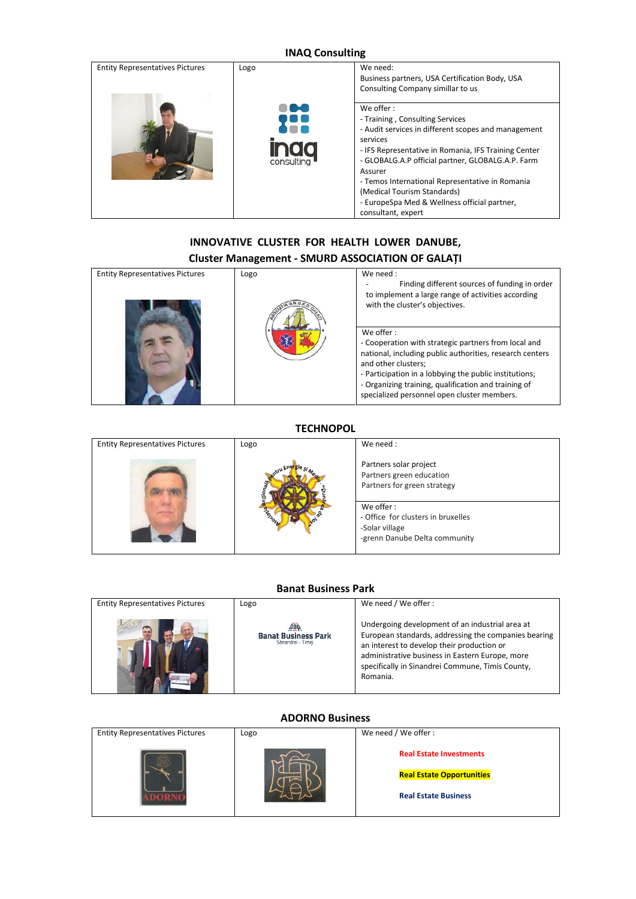## INAQ Consulting

| Entity Representatives Pictures | Logo | We need: |
|---|---|---|
| | inaq consulting | We need:<br>Business partners, USA Certification Body, USA Consulting Company simillar to us |
| | | We offer :<br>- Training , Consulting Services<br>- Audit services in different scopes and management services<br>- IFS Representative in Romania, IFS Training Center<br>- GLOBALG.A.P official partner, GLOBALG.A.P. Farm Assurer<br>- Temos International Representative in Romania (Medical Tourism Standards)<br>- EuropeSpa Med & Wellness official partner, consultant, expert |

## INNOVATIVE CLUSTER FOR HEALTH LOWER DANUBE, Cluster Management - SMURD ASSOCIATION OF GALAȚI

| Entity Representatives Pictures | Logo | We need : |
|---|---|---|
| | ASOCIATIA S.M.U.R.D. GALATI | We need :<br>- Finding different sources of funding in order to implement a large range of activities according with the cluster's objectives. |
| | | We offer :<br>- Cooperation with strategic partners from local and national, including public authorities, research centers and other clusters;<br>- Participation in a lobbying the public institutions;<br>- Organizing training, qualification and training of specialized personnel open cluster members. |

## TECHNOPOL

| Entity Representatives Pictures | Logo | We need : |
|---|---|---|
| | Asociația Regională pentru Energie și Mediu "Dunărea de Jos" | We need :<br>Partners solar project<br>Partners green education<br>Partners for green strategy |
| | | We offer :<br>- Office for clusters in bruxelles<br>-Solar village<br>-grenn Danube Delta community |

## Banat Business Park

| Entity Representatives Pictures | Logo | We need / We offer : |
|---|---|---|
| | Banat Business Park<br>Sânandrei - Timiș | Undergoing development of an industrial area at European standards, addressing the companies bearing an interest to develop their production or administrative business in Eastern Europe, more specifically in Sinandrei Commune, Timis County, Romania. |

## ADORNO Business

| Entity Representatives Pictures | Logo | We need / We offer : |
|---|---|---|
| ADORNO | | **Real Estate Investments**<br><br>**Real Estate Opportunities**<br><br>**Real Estate Business** |